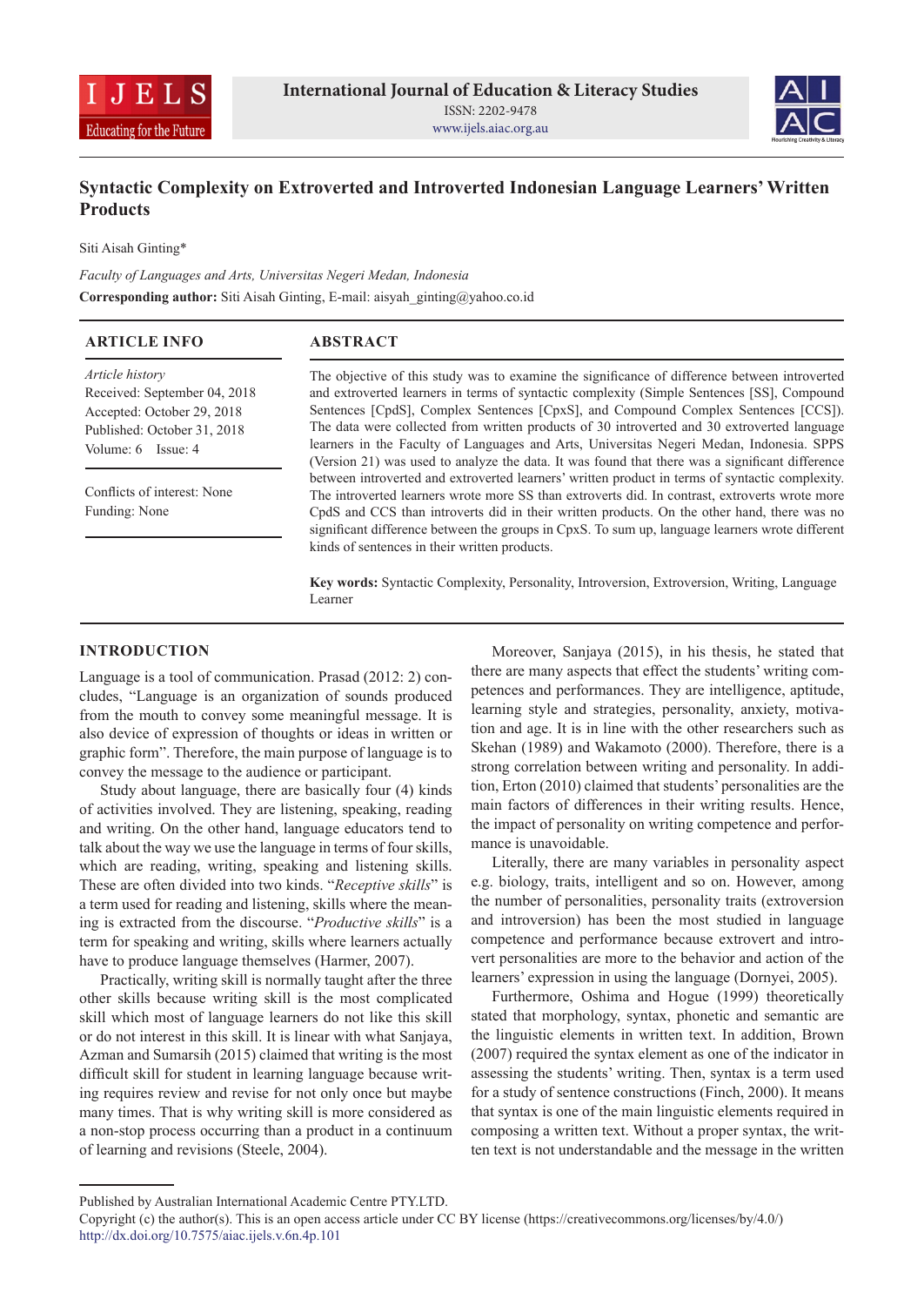# Syntactic Complexity on Extroverted and Introverted Indonesian Language Learners' Written Products

Siti Aisah Ginting*

*Faculty of Languages and Arts, Universitas Negeri Medan, Indonesia*

**Corresponding author:** Siti Aisah Ginting, E-mail: aisyah_ginting@yahoo.co.id

## ARTICLE INFO

*Article history*
Received: September 04, 2018
Accepted: October 29, 2018
Published: October 31, 2018
Volume: 6 Issue: 4

Conflicts of interest: None
Funding: None

## ABSTRACT

The objective of this study was to examine the significance of difference between introverted and extroverted learners in terms of syntactic complexity (Simple Sentences [SS], Compound Sentences [CpdS], Complex Sentences [CpxS], and Compound Complex Sentences [CCS]). The data were collected from written products of 30 introverted and 30 extroverted language learners in the Faculty of Languages and Arts, Universitas Negeri Medan, Indonesia. SPPS (Version 21) was used to analyze the data. It was found that there was a significant difference between introverted and extroverted learners' written product in terms of syntactic complexity. The introverted learners wrote more SS than extroverts did. In contrast, extroverts wrote more CpdS and CCS than introverts did in their written products. On the other hand, there was no significant difference between the groups in CpxS. To sum up, language learners wrote different kinds of sentences in their written products.

**Key words:** Syntactic Complexity, Personality, Introversion, Extroversion, Writing, Language Learner

## INTRODUCTION

Language is a tool of communication. Prasad (2012: 2) concludes, "Language is an organization of sounds produced from the mouth to convey some meaningful message. It is also device of expression of thoughts or ideas in written or graphic form". Therefore, the main purpose of language is to convey the message to the audience or participant.

Study about language, there are basically four (4) kinds of activities involved. They are listening, speaking, reading and writing. On the other hand, language educators tend to talk about the way we use the language in terms of four skills, which are reading, writing, speaking and listening skills. These are often divided into two kinds. "*Receptive skills*" is a term used for reading and listening, skills where the meaning is extracted from the discourse. "*Productive skills*" is a term for speaking and writing, skills where learners actually have to produce language themselves (Harmer, 2007).

Practically, writing skill is normally taught after the three other skills because writing skill is the most complicated skill which most of language learners do not like this skill or do not interest in this skill. It is linear with what Sanjaya, Azman and Sumarsih (2015) claimed that writing is the most difficult skill for student in learning language because writing requires review and revise for not only once but maybe many times. That is why writing skill is more considered as a non-stop process occurring than a product in a continuum of learning and revisions (Steele, 2004).

Moreover, Sanjaya (2015), in his thesis, he stated that there are many aspects that effect the students' writing competences and performances. They are intelligence, aptitude, learning style and strategies, personality, anxiety, motivation and age. It is in line with the other researchers such as Skehan (1989) and Wakamoto (2000). Therefore, there is a strong correlation between writing and personality. In addition, Erton (2010) claimed that students' personalities are the main factors of differences in their writing results. Hence, the impact of personality on writing competence and performance is unavoidable.

Literally, there are many variables in personality aspect e.g. biology, traits, intelligent and so on. However, among the number of personalities, personality traits (extroversion and introversion) has been the most studied in language competence and performance because extrovert and introvert personalities are more to the behavior and action of the learners' expression in using the language (Dornyei, 2005).

Furthermore, Oshima and Hogue (1999) theoretically stated that morphology, syntax, phonetic and semantic are the linguistic elements in written text. In addition, Brown (2007) required the syntax element as one of the indicator in assessing the students' writing. Then, syntax is a term used for a study of sentence constructions (Finch, 2000). It means that syntax is one of the main linguistic elements required in composing a written text. Without a proper syntax, the written text is not understandable and the message in the written

---

Published by Australian International Academic Centre PTY.LTD.
Copyright (c) the author(s). This is an open access article under CC BY license (https://creativecommons.org/licenses/by/4.0/)
http://dx.doi.org/10.7575/aiac.ijels.v.6n.4p.101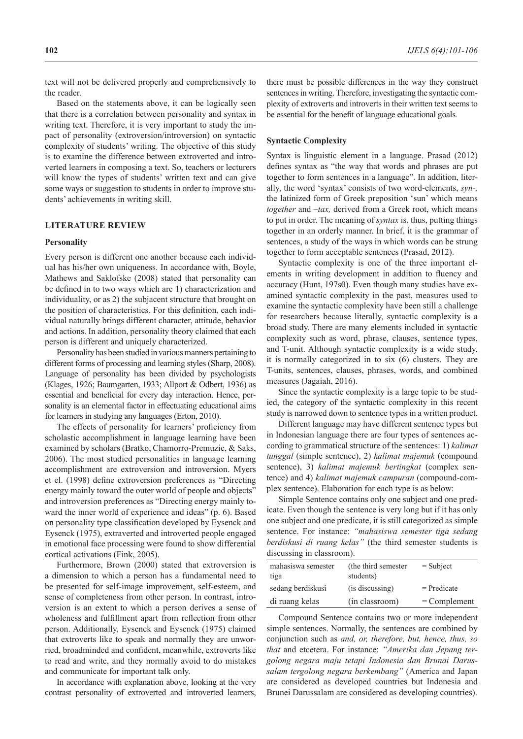text will not be delivered properly and comprehensively to the reader.

Based on the statements above, it can be logically seen that there is a correlation between personality and syntax in writing text. Therefore, it is very important to study the impact of personality (extroversion/introversion) on syntactic complexity of students' writing. The objective of this study is to examine the difference between extroverted and introverted learners in composing a text. So, teachers or lecturers will know the types of students' written text and can give some ways or suggestion to students in order to improve students' achievements in writing skill.

## LITERATURE REVIEW

### Personality

Every person is different one another because each individual has his/her own uniqueness. In accordance with, Boyle, Mathews and Saklofske (2008) stated that personality can be defined in to two ways which are 1) characterization and individuality, or as 2) the subjacent structure that brought on the position of characteristics. For this definition, each individual naturally brings different character, attitude, behavior and actions. In addition, personality theory claimed that each person is different and uniquely characterized.

Personality has been studied in various manners pertaining to different forms of processing and learning styles (Sharp, 2008). Language of personality has been divided by psychologists (Klages, 1926; Baumgarten, 1933; Allport & Odbert, 1936) as essential and beneficial for every day interaction. Hence, personality is an elemental factor in effectuating educational aims for learners in studying any languages (Erton, 2010).

The effects of personality for learners' proficiency from scholastic accomplishment in language learning have been examined by scholars (Bratko, Chamorro-Premuzic, & Saks, 2006). The most studied personalities in language learning accomplishment are extroversion and introversion. Myers et el. (1998) define extroversion preferences as "Directing energy mainly toward the outer world of people and objects" and introversion preferences as "Directing energy mainly toward the inner world of experience and ideas" (p. 6). Based on personality type classification developed by Eysenck and Eysenck (1975), extraverted and introverted people engaged in emotional face processing were found to show differential cortical activations (Fink, 2005).

Furthermore, Brown (2000) stated that extroversion is a dimension to which a person has a fundamental need to be presented for self-image improvement, self-esteem, and sense of completeness from other person. In contrast, introversion is an extent to which a person derives a sense of wholeness and fulfillment apart from reflection from other person. Additionally, Eysenck and Eysenck (1975) claimed that extroverts like to speak and normally they are unworried, broadminded and confident, meanwhile, extroverts like to read and write, and they normally avoid to do mistakes and communicate for important talk only.

In accordance with explanation above, looking at the very contrast personality of extroverted and introverted learners, there must be possible differences in the way they construct sentences in writing. Therefore, investigating the syntactic complexity of extroverts and introverts in their written text seems to be essential for the benefit of language educational goals.

### Syntactic Complexity

Syntax is linguistic element in a language. Prasad (2012) defines syntax as "the way that words and phrases are put together to form sentences in a language". In addition, literally, the word 'syntax' consists of two word-elements, *syn-,* the latinized form of Greek preposition 'sun' which means *together* and *–tax,* derived from a Greek root, which means to put in order. The meaning of *syntax* is, thus, putting things together in an orderly manner. In brief, it is the grammar of sentences, a study of the ways in which words can be strung together to form acceptable sentences (Prasad, 2012).

Syntactic complexity is one of the three important elements in writing development in addition to fluency and accuracy (Hunt, 197s0). Even though many studies have examined syntactic complexity in the past, measures used to examine the syntactic complexity have been still a challenge for researchers because literally, syntactic complexity is a broad study. There are many elements included in syntactic complexity such as word, phrase, clauses, sentence types, and T-unit. Although syntactic complexity is a wide study, it is normally categorized in to six (6) clusters. They are T-units, sentences, clauses, phrases, words, and combined measures (Jagaiah, 2016).

Since the syntactic complexity is a large topic to be studied, the category of the syntactic complexity in this recent study is narrowed down to sentence types in a written product.

Different language may have different sentence types but in Indonesian language there are four types of sentences according to grammatical structure of the sentences: 1) *kalimat tunggal* (simple sentence), 2) *kalimat majemuk* (compound sentence), 3) *kalimat majemuk bertingkat* (complex sentence) and 4) *kalimat majemuk campuran* (compound-complex sentence). Elaboration for each type is as below:

Simple Sentence contains only one subject and one predicate. Even though the sentence is very long but if it has only one subject and one predicate, it is still categorized as simple sentence. For instance: *"mahasiswa semester tiga sedang berdiskusi di ruang kelas"* (the third semester students is discussing in classroom).

| | | |
|---|---|---|
| mahasiswa semester tiga | (the third semester students) | = Subject |
| sedang berdiskusi | (is discussing) | = Predicate |
| di ruang kelas | (in classroom) | = Complement |

Compound Sentence contains two or more independent simple sentences. Normally, the sentences are combined by conjunction such as *and, or, therefore, but, hence, thus, so that* and etcetera. For instance: *"Amerika dan Jepang tergolong negara maju tetapi Indonesia dan Brunei Darussalam tergolong negara berkembang"* (America and Japan are considered as developed countries but Indonesia and Brunei Darussalam are considered as developing countries).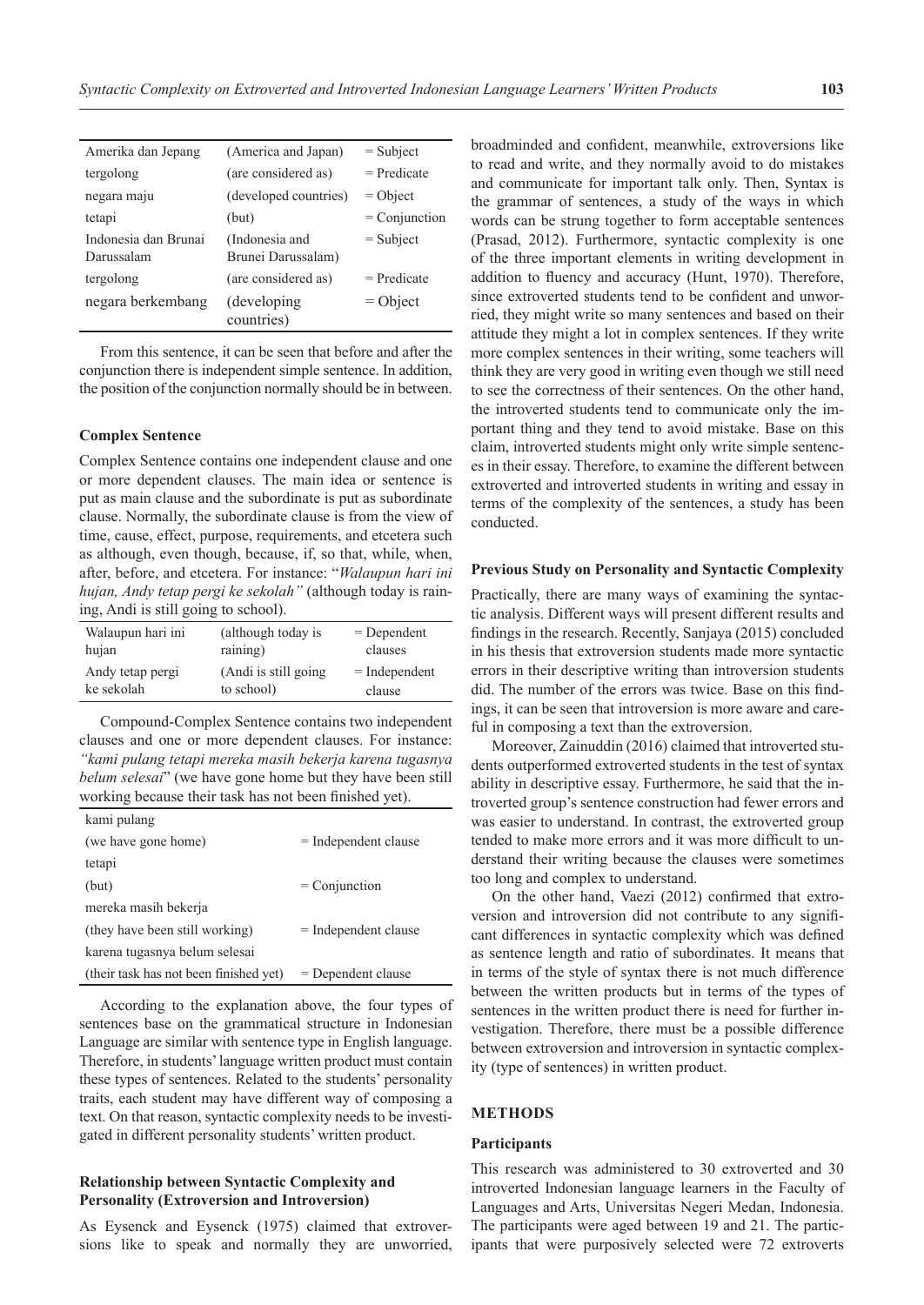| | | |
|---|---|---|
| Amerika dan Jepang | (America and Japan) | = Subject |
| tergolong | (are considered as) | = Predicate |
| negara maju | (developed countries) | = Object |
| tetapi | (but) | = Conjunction |
| Indonesia dan Brunei Darussalam | (Indonesia and Brunei Darussalam) | = Subject |
| tergolong | (are considered as) | = Predicate |
| negara berkembang | (developing countries) | = Object |

From this sentence, it can be seen that before and after the conjunction there is independent simple sentence. In addition, the position of the conjunction normally should be in between.

### Complex Sentence

Complex Sentence contains one independent clause and one or more dependent clauses. The main idea or sentence is put as main clause and the subordinate is put as subordinate clause. Normally, the subordinate clause is from the view of time, cause, effect, purpose, requirements, and etcetera such as although, even though, because, if, so that, while, when, after, before, and etcetera. For instance: "*Walaupun hari ini hujan, Andy tetap pergi ke sekolah"* (although today is raining, Andi is still going to school).

| | | |
|---|---|---|
| Walaupun hari ini hujan | (although today is raining) | = Dependent clauses |
| Andy tetap pergi ke sekolah | (Andi is still going to school) | = Independent clause |

Compound-Complex Sentence contains two independent clauses and one or more dependent clauses. For instance: *"kami pulang tetapi mereka masih bekerja karena tugasnya belum selesai*" (we have gone home but they have been still working because their task has not been finished yet).

| | |
|---|---|
| kami pulang | |
| (we have gone home) | = Independent clause |
| tetapi | |
| (but) | = Conjunction |
| mereka masih bekerja | |
| (they have been still working) | = Independent clause |
| karena tugasnya belum selesai | |
| (their task has not been finished yet) | = Dependent clause |

According to the explanation above, the four types of sentences base on the grammatical structure in Indonesian Language are similar with sentence type in English language. Therefore, in students' language written product must contain these types of sentences. Related to the students' personality traits, each student may have different way of composing a text. On that reason, syntactic complexity needs to be investigated in different personality students' written product.

### Relationship between Syntactic Complexity and Personality (Extroversion and Introversion)

As Eysenck and Eysenck (1975) claimed that extroversions like to speak and normally they are unworried, broadminded and confident, meanwhile, extroversions like to read and write, and they normally avoid to do mistakes and communicate for important talk only. Then, Syntax is the grammar of sentences, a study of the ways in which words can be strung together to form acceptable sentences (Prasad, 2012). Furthermore, syntactic complexity is one of the three important elements in writing development in addition to fluency and accuracy (Hunt, 1970). Therefore, since extroverted students tend to be confident and unworried, they might write so many sentences and based on their attitude they might a lot in complex sentences. If they write more complex sentences in their writing, some teachers will think they are very good in writing even though we still need to see the correctness of their sentences. On the other hand, the introverted students tend to communicate only the important thing and they tend to avoid mistake. Base on this claim, introverted students might only write simple sentences in their essay. Therefore, to examine the different between extroverted and introverted students in writing and essay in terms of the complexity of the sentences, a study has been conducted.

### Previous Study on Personality and Syntactic Complexity

Practically, there are many ways of examining the syntactic analysis. Different ways will present different results and findings in the research. Recently, Sanjaya (2015) concluded in his thesis that extroversion students made more syntactic errors in their descriptive writing than introversion students did. The number of the errors was twice. Base on this findings, it can be seen that introversion is more aware and careful in composing a text than the extroversion.

Moreover, Zainuddin (2016) claimed that introverted students outperformed extroverted students in the test of syntax ability in descriptive essay. Furthermore, he said that the introverted group's sentence construction had fewer errors and was easier to understand. In contrast, the extroverted group tended to make more errors and it was more difficult to understand their writing because the clauses were sometimes too long and complex to understand.

On the other hand, Vaezi (2012) confirmed that extroversion and introversion did not contribute to any significant differences in syntactic complexity which was defined as sentence length and ratio of subordinates. It means that in terms of the style of syntax there is not much difference between the written products but in terms of the types of sentences in the written product there is need for further investigation. Therefore, there must be a possible difference between extroversion and introversion in syntactic complexity (type of sentences) in written product.

## METHODS

### Participants

This research was administered to 30 extroverted and 30 introverted Indonesian language learners in the Faculty of Languages and Arts, Universitas Negeri Medan, Indonesia. The participants were aged between 19 and 21. The participants that were purposively selected were 72 extroverts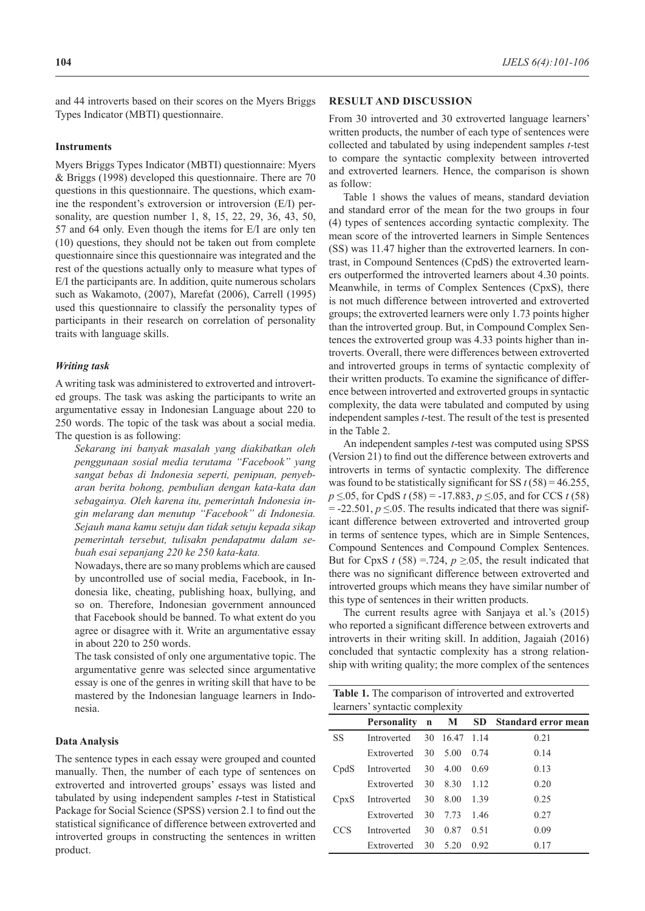and 44 introverts based on their scores on the Myers Briggs Types Indicator (MBTI) questionnaire.

### Instruments

Myers Briggs Types Indicator (MBTI) questionnaire: Myers & Briggs (1998) developed this questionnaire. There are 70 questions in this questionnaire. The questions, which examine the respondent's extroversion or introversion (E/I) personality, are question number 1, 8, 15, 22, 29, 36, 43, 50, 57 and 64 only. Even though the items for E/I are only ten (10) questions, they should not be taken out from complete questionnaire since this questionnaire was integrated and the rest of the questions actually only to measure what types of E/I the participants are. In addition, quite numerous scholars such as Wakamoto, (2007), Marefat (2006), Carrell (1995) used this questionnaire to classify the personality types of participants in their research on correlation of personality traits with language skills.

#### *Writing task*

A writing task was administered to extroverted and introverted groups. The task was asking the participants to write an argumentative essay in Indonesian Language about 220 to 250 words. The topic of the task was about a social media. The question is as following:

> *Sekarang ini banyak masalah yang diakibatkan oleh penggunaan sosial media terutama "Facebook" yang sangat bebas di Indonesia seperti, penipuan, penyebaran berita bohong, pembulian dengan kata-kata dan sebagainya. Oleh karena itu, pemerintah Indonesia ingin melarang dan menutup "Facebook" di Indonesia. Sejauh mana kamu setuju dan tidak setuju kepada sikap pemerintah tersebut, tulisakn pendapatmu dalam sebuah esai sepanjang 220 ke 250 kata-kata.*
>
> Nowadays, there are so many problems which are caused by uncontrolled use of social media, Facebook, in Indonesia like, cheating, publishing hoax, bullying, and so on. Therefore, Indonesian government announced that Facebook should be banned. To what extent do you agree or disagree with it. Write an argumentative essay in about 220 to 250 words.
>
> The task consisted of only one argumentative topic. The argumentative genre was selected since argumentative essay is one of the genres in writing skill that have to be mastered by the Indonesian language learners in Indonesia.

### Data Analysis

The sentence types in each essay were grouped and counted manually. Then, the number of each type of sentences on extroverted and introverted groups' essays was listed and tabulated by using independent samples *t*-test in Statistical Package for Social Science (SPSS) version 2.1 to find out the statistical significance of difference between extroverted and introverted groups in constructing the sentences in written product.

## RESULT AND DISCUSSION

From 30 introverted and 30 extroverted language learners' written products, the number of each type of sentences were collected and tabulated by using independent samples *t*-test to compare the syntactic complexity between introverted and extroverted learners. Hence, the comparison is shown as follow:

Table 1 shows the values of means, standard deviation and standard error of the mean for the two groups in four (4) types of sentences according syntactic complexity. The mean score of the introverted learners in Simple Sentences (SS) was 11.47 higher than the extroverted learners. In contrast, in Compound Sentences (CpdS) the extroverted learners outperformed the introverted learners about 4.30 points. Meanwhile, in terms of Complex Sentences (CpxS), there is not much difference between introverted and extroverted groups; the extroverted learners were only 1.73 points higher than the introverted group. But, in Compound Complex Sentences the extroverted group was 4.33 points higher than introverts. Overall, there were differences between extroverted and introverted groups in terms of syntactic complexity of their written products. To examine the significance of difference between introverted and extroverted groups in syntactic complexity, the data were tabulated and computed by using independent samples *t*-test. The result of the test is presented in the Table 2.

An independent samples *t*-test was computed using SPSS (Version 21) to find out the difference between extroverts and introverts in terms of syntactic complexity. The difference was found to be statistically significant for SS $t\,(58) = 46.255$, $p \leq .05$, for CpdS $t\,(58) = -17.883$, $p \leq .05$, and for CCS $t\,(58) = -22.501$, $p \leq .05$. The results indicated that there was significant difference between extroverted and introverted group in terms of sentence types, which are in Simple Sentences, Compound Sentences and Compound Complex Sentences. But for CpxS $t\,(58) = .724$, $p \geq .05$, the result indicated that there was no significant difference between extroverted and introverted groups which means they have similar number of this type of sentences in their written products.

The current results agree with Sanjaya et al.'s (2015) who reported a significant difference between extroverts and introverts in their writing skill. In addition, Jagaiah (2016) concluded that syntactic complexity has a strong relationship with writing quality; the more complex of the sentences

**Table 1.** The comparison of introverted and extroverted learners' syntactic complexity

| | Personality | n | M | SD | Standard error mean |
|---|---|---|---|---|---|
| SS | Introverted | 30 | 16.47 | 1.14 | 0.21 |
| | Extroverted | 30 | 5.00 | 0.74 | 0.14 |
| CpdS | Introverted | 30 | 4.00 | 0.69 | 0.13 |
| | Extroverted | 30 | 8.30 | 1.12 | 0.20 |
| CpxS | Introverted | 30 | 8.00 | 1.39 | 0.25 |
| | Extroverted | 30 | 7.73 | 1.46 | 0.27 |
| CCS | Introverted | 30 | 0.87 | 0.51 | 0.09 |
| | Extroverted | 30 | 5.20 | 0.92 | 0.17 |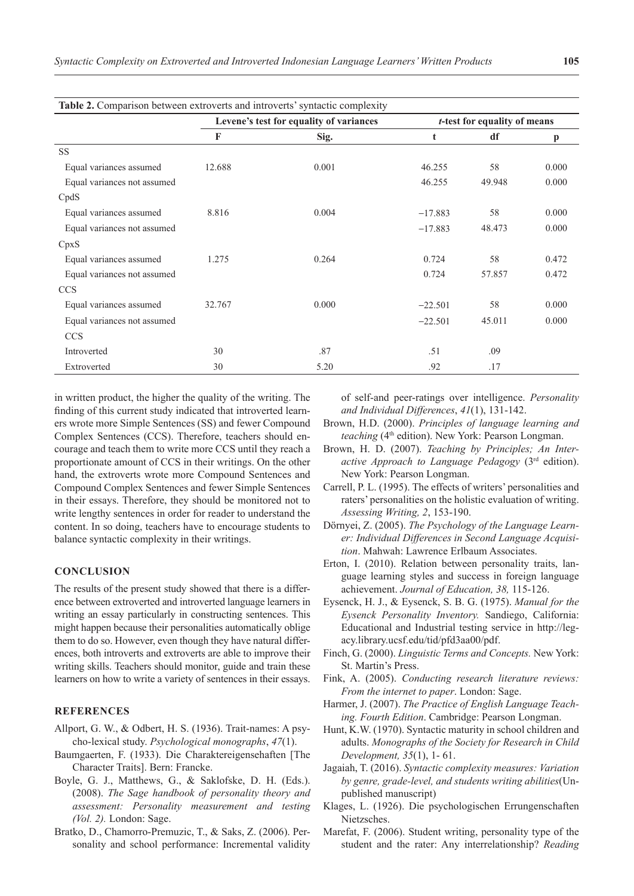**Table 2.** Comparison between extroverts and introverts' syntactic complexity

| | Levene's test for equality of variances | | *t*-test for equality of means | | |
|---|---|---|---|---|---|
| | F | Sig. | t | df | p |
| SS | | | | | |
| Equal variances assumed | 12.688 | 0.001 | 46.255 | 58 | 0.000 |
| Equal variances not assumed | | | 46.255 | 49.948 | 0.000 |
| CpdS | | | | | |
| Equal variances assumed | 8.816 | 0.004 | −17.883 | 58 | 0.000 |
| Equal variances not assumed | | | −17.883 | 48.473 | 0.000 |
| CpxS | | | | | |
| Equal variances assumed | 1.275 | 0.264 | 0.724 | 58 | 0.472 |
| Equal variances not assumed | | | 0.724 | 57.857 | 0.472 |
| CCS | | | | | |
| Equal variances assumed | 32.767 | 0.000 | −22.501 | 58 | 0.000 |
| Equal variances not assumed | | | −22.501 | 45.011 | 0.000 |
| CCS | | | | | |
| Introverted | 30 | .87 | .51 | .09 | |
| Extroverted | 30 | 5.20 | .92 | .17 | |

in written product, the higher the quality of the writing. The finding of this current study indicated that introverted learners wrote more Simple Sentences (SS) and fewer Compound Complex Sentences (CCS). Therefore, teachers should encourage and teach them to write more CCS until they reach a proportionate amount of CCS in their writings. On the other hand, the extroverts wrote more Compound Sentences and Compound Complex Sentences and fewer Simple Sentences in their essays. Therefore, they should be monitored not to write lengthy sentences in order for reader to understand the content. In so doing, teachers have to encourage students to balance syntactic complexity in their writings.

## CONCLUSION

The results of the present study showed that there is a difference between extroverted and introverted language learners in writing an essay particularly in constructing sentences. This might happen because their personalities automatically oblige them to do so. However, even though they have natural differences, both introverts and extroverts are able to improve their writing skills. Teachers should monitor, guide and train these learners on how to write a variety of sentences in their essays.

## REFERENCES

Allport, G. W., & Odbert, H. S. (1936). Trait-names: A psycho-lexical study. *Psychological monographs*, *47*(1).

Baumgaerten, F. (1933). Die Charaktereigensehaften [The Character Traits]. Bern: Francke.

Boyle, G. J., Matthews, G., & Saklofske, D. H. (Eds.). (2008). *The Sage handbook of personality theory and assessment: Personality measurement and testing (Vol. 2).* London: Sage.

Bratko, D., Chamorro-Premuzic, T., & Saks, Z. (2006). Personality and school performance: Incremental validity of self-and peer-ratings over intelligence. *Personality and Individual Differences*, *41*(1), 131-142.

Brown, H.D. (2000). *Principles of language learning and teaching* (4th edition). New York: Pearson Longman.

Brown, H. D. (2007). *Teaching by Principles; An Interactive Approach to Language Pedagogy* (3rd edition). New York: Pearson Longman.

Carrell, P. L. (1995). The effects of writers' personalities and raters' personalities on the holistic evaluation of writing. *Assessing Writing, 2*, 153-190.

Dörnyei, Z. (2005). *The Psychology of the Language Learner: Individual Differences in Second Language Acquisition*. Mahwah: Lawrence Erlbaum Associates.

Erton, I. (2010). Relation between personality traits, language learning styles and success in foreign language achievement. *Journal of Education, 38,* 115-126.

Eysenck, H. J., & Eysenck, S. B. G. (1975). *Manual for the Eysenck Personality Inventory.* Sandiego, California: Educational and Industrial testing service in http://legacy.library.ucsf.edu/tid/pfd3aa00/pdf.

Finch, G. (2000). *Linguistic Terms and Concepts.* New York: St. Martin's Press.

Fink, A. (2005). *Conducting research literature reviews: From the internet to paper*. London: Sage.

Harmer, J. (2007). *The Practice of English Language Teaching. Fourth Edition*. Cambridge: Pearson Longman.

Hunt, K.W. (1970). Syntactic maturity in school children and adults. *Monographs of the Society for Research in Child Development, 35*(1), 1- 61.

Jagaiah, T. (2016). *Syntactic complexity measures: Variation by genre, grade-level, and students writing abilities*(Unpublished manuscript)

Klages, L. (1926). Die psychologischen Errungenschaften Nietzsches.

Marefat, F. (2006). Student writing, personality type of the student and the rater: Any interrelationship? *Reading*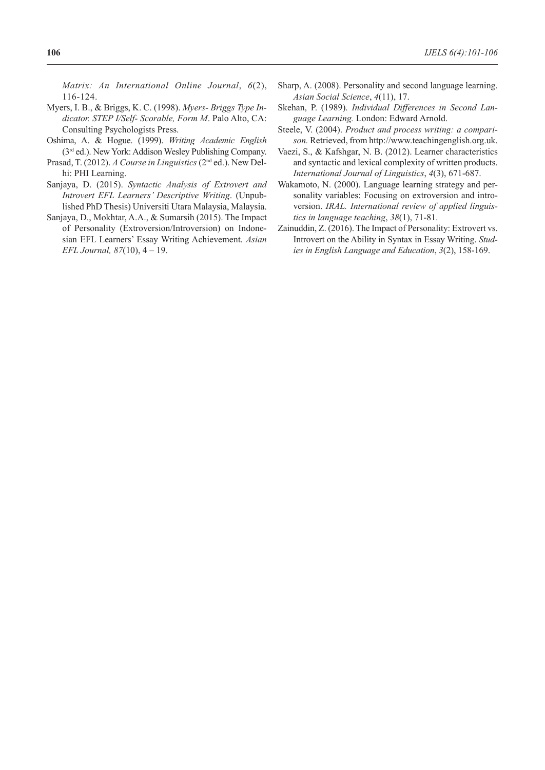*Matrix: An International Online Journal*, *6*(2), 116-124.

Myers, I. B., & Briggs, K. C. (1998). *Myers- Briggs Type Indicator. STEP I/Self- Scorable, Form M*. Palo Alto, CA: Consulting Psychologists Press.

Oshima, A. & Hogue. (1999). *Writing Academic English* (3rd ed.). New York: Addison Wesley Publishing Company.

Prasad, T. (2012). *A Course in Linguistics* (2nd ed.). New Delhi: PHI Learning.

Sanjaya, D. (2015). *Syntactic Analysis of Extrovert and Introvert EFL Learners' Descriptive Writing*. (Unpublished PhD Thesis) Universiti Utara Malaysia, Malaysia.

Sanjaya, D., Mokhtar, A.A., & Sumarsih (2015). The Impact of Personality (Extroversion/Introversion) on Indonesian EFL Learners' Essay Writing Achievement. *Asian EFL Journal, 87*(10), 4 – 19.

Sharp, A. (2008). Personality and second language learning. *Asian Social Science*, *4*(11), 17.

Skehan, P. (1989). *Individual Differences in Second Language Learning.* London: Edward Arnold.

Steele, V. (2004). *Product and process writing: a comparison.* Retrieved, from http://www.teachingenglish.org.uk.

Vaezi, S., & Kafshgar, N. B. (2012). Learner characteristics and syntactic and lexical complexity of written products. *International Journal of Linguistics*, *4*(3), 671-687.

Wakamoto, N. (2000). Language learning strategy and personality variables: Focusing on extroversion and introversion. *IRAL. International review of applied linguistics in language teaching*, *38*(1), 71-81.

Zainuddin, Z. (2016). The Impact of Personality: Extrovert vs. Introvert on the Ability in Syntax in Essay Writing. *Studies in English Language and Education*, *3*(2), 158-169.